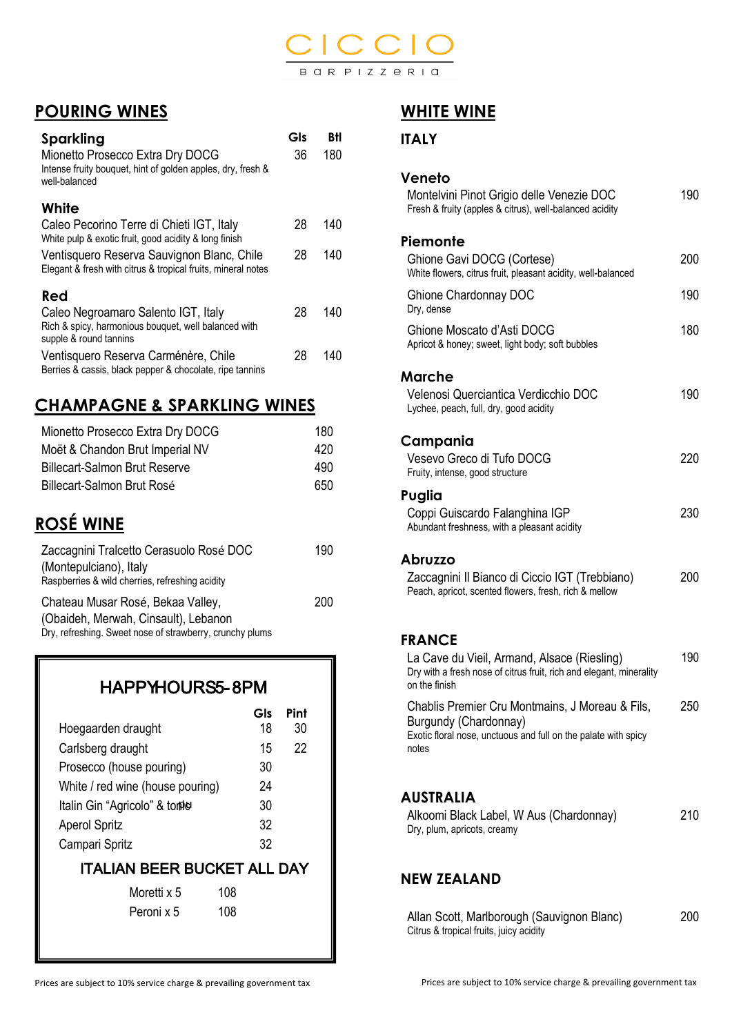# CICCIO

BAR PIZZERIA

## POURING WINES

| Sparkling | Gls | Btl |
|---|---|---|
| Mionetto Prosecco Extra Dry DOCG<br>Intense fruity bouquet, hint of golden apples, dry, fresh & well-balanced | 36 | 180 |
| **White** | | |
| Caleo Pecorino Terre di Chieti IGT, Italy<br>White pulp & exotic fruit, good acidity & long finish | 28 | 140 |
| Ventisquero Reserva Sauvignon Blanc, Chile<br>Elegant & fresh with citrus & tropical fruits, mineral notes | 28 | 140 |
| **Red** | | |
| Caleo Negroamaro Salento IGT, Italy<br>Rich & spicy, harmonious bouquet, well balanced with supple & round tannins | 28 | 140 |
| Ventisquero Reserva Carménère, Chile<br>Berries & cassis, black pepper & chocolate, ripe tannins | 28 | 140 |

## CHAMPAGNE & SPARKLING WINES

| | |
|---|---|
| Mionetto Prosecco Extra Dry DOCG | 180 |
| Moët & Chandon Brut Imperial NV | 420 |
| Billecart-Salmon Brut Reserve | 490 |
| Billecart-Salmon Brut Rosé | 650 |

## ROSÉ WINE

| | |
|---|---|
| Zaccagnini Tralcetto Cerasuolo Rosé DOC (Montepulciano), Italy<br>Raspberries & wild cherries, refreshing acidity | 190 |
| Chateau Musar Rosé, Bekaa Valley, (Obaideh, Merwah, Cinsault), Lebanon<br>Dry, refreshing. Sweet nose of strawberry, crunchy plums | 200 |

### HAPPY HOURS 5-8PM

| | Gls | Pint |
|---|---|---|
| Hoegaarden draught | 18 | 30 |
| Carlsberg draught | 15 | 22 |
| Prosecco (house pouring) | 30 | |
| White / red wine (house pouring) | 24 | |
| Italin Gin "Agricolo" & tonic | 30 | |
| Aperol Spritz | 32 | |
| Campari Spritz | 32 | |

### ITALIAN BEER BUCKET ALL DAY

| | |
|---|---|
| Moretti x 5 | 108 |
| Peroni x 5 | 108 |

Prices are subject to 10% service charge & prevailing government tax

## WHITE WINE

### ITALY

**Veneto**

| | |
|---|---|
| Montelvini Pinot Grigio delle Venezie DOC<br>Fresh & fruity (apples & citrus), well-balanced acidity | 190 |

**Piemonte**

| | |
|---|---|
| Ghione Gavi DOCG (Cortese)<br>White flowers, citrus fruit, pleasant acidity, well-balanced | 200 |
| Ghione Chardonnay DOC<br>Dry, dense | 190 |
| Ghione Moscato d'Asti DOCG<br>Apricot & honey; sweet, light body; soft bubbles | 180 |

**Marche**

| | |
|---|---|
| Velenosi Querciantica Verdicchio DOC<br>Lychee, peach, full, dry, good acidity | 190 |

**Campania**

| | |
|---|---|
| Vesevo Greco di Tufo DOCG<br>Fruity, intense, good structure | 220 |

**Puglia**

| | |
|---|---|
| Coppi Guiscardo Falanghina IGP<br>Abundant freshness, with a pleasant acidity | 230 |

**Abruzzo**

| | |
|---|---|
| Zaccagnini Il Bianco di Ciccio IGT (Trebbiano)<br>Peach, apricot, scented flowers, fresh, rich & mellow | 200 |

### FRANCE

| | |
|---|---|
| La Cave du Vieil, Armand, Alsace (Riesling)<br>Dry with a fresh nose of citrus fruit, rich and elegant, minerality on the finish | 190 |
| Chablis Premier Cru Montmains, J Moreau & Fils, Burgundy (Chardonnay)<br>Exotic floral nose, unctuous and full on the palate with spicy notes | 250 |

### AUSTRALIA

| | |
|---|---|
| Alkoomi Black Label, W Aus (Chardonnay)<br>Dry, plum, apricots, creamy | 210 |

### NEW ZEALAND

| | |
|---|---|
| Allan Scott, Marlborough (Sauvignon Blanc)<br>Citrus & tropical fruits, juicy acidity | 200 |

Prices are subject to 10% service charge & prevailing government tax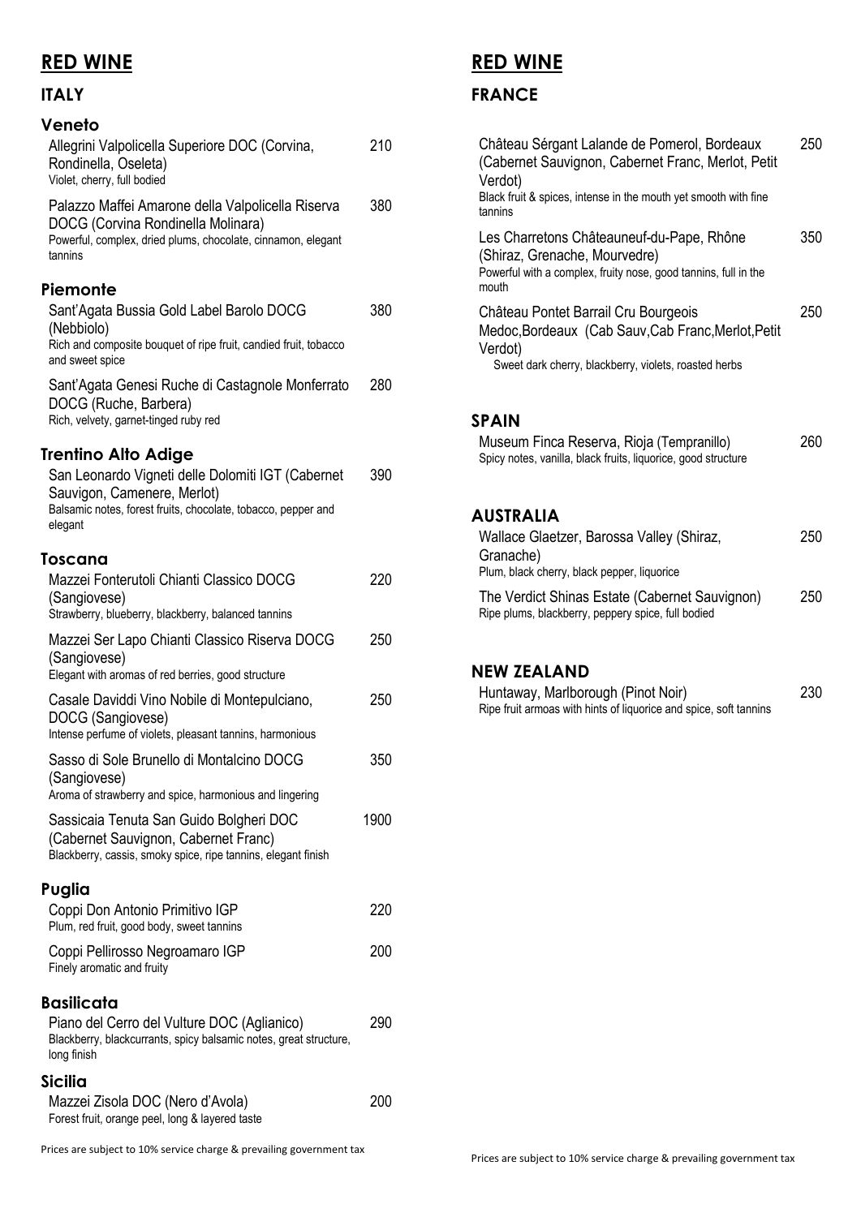# RED WINE

## ITALY

### Veneto

Allegrini Valpolicella Superiore DOC (Corvina, Rondinella, Oseleta) — 210
Violet, cherry, full bodied

Palazzo Maffei Amarone della Valpolicella Riserva DOCG (Corvina Rondinella Molinara) — 380
Powerful, complex, dried plums, chocolate, cinnamon, elegant tannins

### Piemonte

Sant'Agata Bussia Gold Label Barolo DOCG (Nebbiolo) — 380
Rich and composite bouquet of ripe fruit, candied fruit, tobacco and sweet spice

Sant'Agata Genesi Ruche di Castagnole Monferrato DOCG (Ruche, Barbera) — 280
Rich, velvety, garnet-tinged ruby red

### Trentino Alto Adige

San Leonardo Vigneti delle Dolomiti IGT (Cabernet Sauvigon, Camenere, Merlot) — 390
Balsamic notes, forest fruits, chocolate, tobacco, pepper and elegant

### Toscana

Mazzei Fonterutoli Chianti Classico DOCG (Sangiovese) — 220
Strawberry, blueberry, blackberry, balanced tannins

Mazzei Ser Lapo Chianti Classico Riserva DOCG (Sangiovese) — 250
Elegant with aromas of red berries, good structure

Casale Daviddi Vino Nobile di Montepulciano, DOCG (Sangiovese) — 250
Intense perfume of violets, pleasant tannins, harmonious

Sasso di Sole Brunello di Montalcino DOCG (Sangiovese) — 350
Aroma of strawberry and spice, harmonious and lingering

Sassicaia Tenuta San Guido Bolgheri DOC (Cabernet Sauvignon, Cabernet Franc) — 1900
Blackberry, cassis, smoky spice, ripe tannins, elegant finish

### Puglia

Coppi Don Antonio Primitivo IGP — 220
Plum, red fruit, good body, sweet tannins

Coppi Pellirosso Negroamaro IGP — 200
Finely aromatic and fruity

### Basilicata

Piano del Cerro del Vulture DOC (Aglianico) — 290
Blackberry, blackcurrants, spicy balsamic notes, great structure, long finish

### Sicilia

Mazzei Zisola DOC (Nero d'Avola) — 200
Forest fruit, orange peel, long & layered taste

Prices are subject to 10% service charge & prevailing government tax

# RED WINE

## FRANCE

Château Sérgant Lalande de Pomerol, Bordeaux (Cabernet Sauvignon, Cabernet Franc, Merlot, Petit Verdot) — 250
Black fruit & spices, intense in the mouth yet smooth with fine tannins

Les Charretons Châteauneuf-du-Pape, Rhône (Shiraz, Grenache, Mourvedre) — 350
Powerful with a complex, fruity nose, good tannins, full in the mouth

Château Pontet Barrail Cru Bourgeois Medoc,Bordeaux (Cab Sauv,Cab Franc,Merlot,Petit Verdot) — 250
Sweet dark cherry, blackberry, violets, roasted herbs

## SPAIN

Museum Finca Reserva, Rioja (Tempranillo) — 260
Spicy notes, vanilla, black fruits, liquorice, good structure

## AUSTRALIA

Wallace Glaetzer, Barossa Valley (Shiraz, Granache) — 250
Plum, black cherry, black pepper, liquorice

The Verdict Shinas Estate (Cabernet Sauvignon) — 250
Ripe plums, blackberry, peppery spice, full bodied

## NEW ZEALAND

Huntaway, Marlborough (Pinot Noir) — 230
Ripe fruit armoas with hints of liquorice and spice, soft tannins

Prices are subject to 10% service charge & prevailing government tax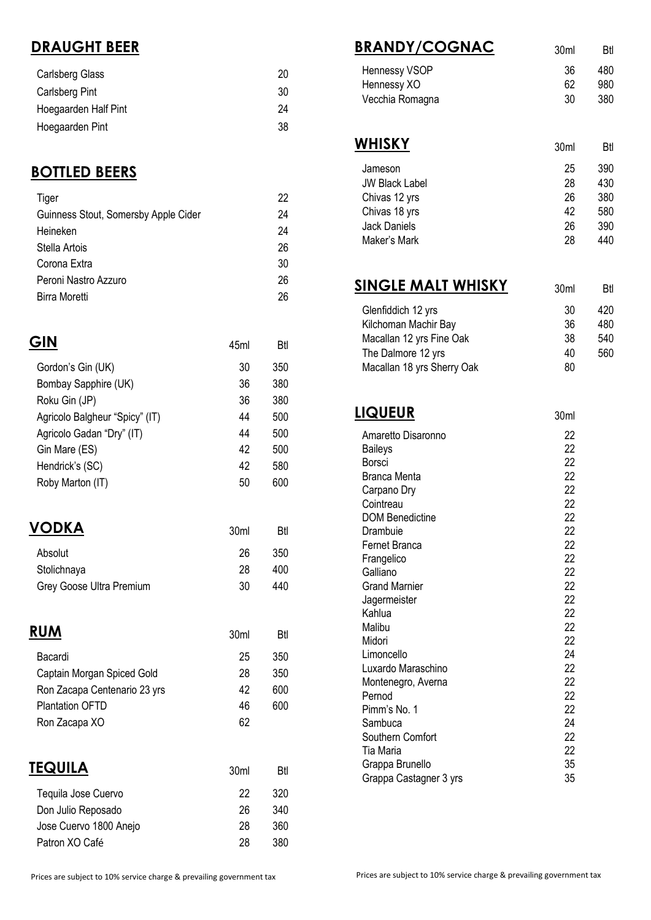## DRAUGHT BEER

| | |
|---|---|
| Carlsberg Glass | 20 |
| Carlsberg Pint | 30 |
| Hoegaarden Half Pint | 24 |
| Hoegaarden Pint | 38 |

## BOTTLED BEERS

| | |
|---|---|
| Tiger | 22 |
| Guinness Stout, Somersby Apple Cider | 24 |
| Heineken | 24 |
| Stella Artois | 26 |
| Corona Extra | 30 |
| Peroni Nastro Azzuro | 26 |
| Birra Moretti | 26 |

## GIN

| | 45ml | Btl |
|---|---|---|
| Gordon's Gin (UK) | 30 | 350 |
| Bombay Sapphire (UK) | 36 | 380 |
| Roku Gin (JP) | 36 | 380 |
| Agricolo Balgheur "Spicy" (IT) | 44 | 500 |
| Agricolo Gadan "Dry" (IT) | 44 | 500 |
| Gin Mare (ES) | 42 | 500 |
| Hendrick's (SC) | 42 | 580 |
| Roby Marton (IT) | 50 | 600 |

## VODKA

| | 30ml | Btl |
|---|---|---|
| Absolut | 26 | 350 |
| Stolichnaya | 28 | 400 |
| Grey Goose Ultra Premium | 30 | 440 |

## RUM

| | 30ml | Btl |
|---|---|---|
| Bacardi | 25 | 350 |
| Captain Morgan Spiced Gold | 28 | 350 |
| Ron Zacapa Centenario 23 yrs | 42 | 600 |
| Plantation OFTD | 46 | 600 |
| Ron Zacapa XO | 62 | |

## TEQUILA

| | 30ml | Btl |
|---|---|---|
| Tequila Jose Cuervo | 22 | 320 |
| Don Julio Reposado | 26 | 340 |
| Jose Cuervo 1800 Anejo | 28 | 360 |
| Patron XO Café | 28 | 380 |

Prices are subject to 10% service charge & prevailing government tax

## BRANDY/COGNAC

| | 30ml | Btl |
|---|---|---|
| Hennessy VSOP | 36 | 480 |
| Hennessy XO | 62 | 980 |
| Vecchia Romagna | 30 | 380 |

## WHISKY

| | 30ml | Btl |
|---|---|---|
| Jameson | 25 | 390 |
| JW Black Label | 28 | 430 |
| Chivas 12 yrs | 26 | 380 |
| Chivas 18 yrs | 42 | 580 |
| Jack Daniels | 26 | 390 |
| Maker's Mark | 28 | 440 |

## SINGLE MALT WHISKY

| | 30ml | Btl |
|---|---|---|
| Glenfiddich 12 yrs | 30 | 420 |
| Kilchoman Machir Bay | 36 | 480 |
| Macallan 12 yrs Fine Oak | 38 | 540 |
| The Dalmore 12 yrs | 40 | 560 |
| Macallan 18 yrs Sherry Oak | 80 | |

## LIQUEUR

| | 30ml |
|---|---|
| Amaretto Disaronno | 22 |
| Baileys | 22 |
| Borsci | 22 |
| Branca Menta | 22 |
| Carpano Dry | 22 |
| Cointreau | 22 |
| DOM Benedictine | 22 |
| Drambuie | 22 |
| Fernet Branca | 22 |
| Frangelico | 22 |
| Galliano | 22 |
| Grand Marnier | 22 |
| Jagermeister | 22 |
| Kahlua | 22 |
| Malibu | 22 |
| Midori | 22 |
| Limoncello | 24 |
| Luxardo Maraschino | 22 |
| Montenegro, Averna | 22 |
| Pernod | 22 |
| Pimm's No. 1 | 22 |
| Sambuca | 24 |
| Southern Comfort | 22 |
| Tia Maria | 22 |
| Grappa Brunello | 35 |
| Grappa Castagner 3 yrs | 35 |

Prices are subject to 10% service charge & prevailing government tax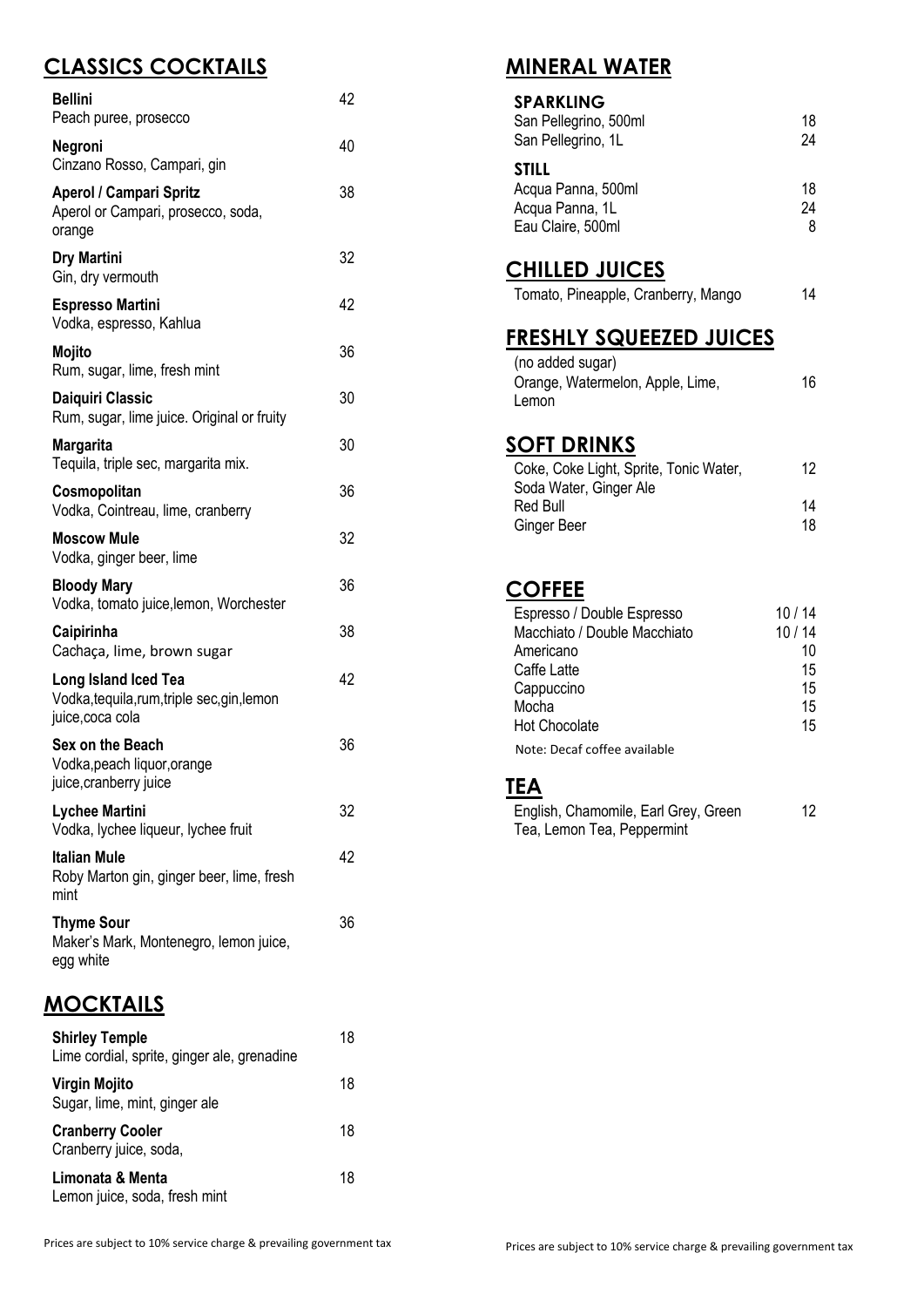## CLASSICS COCKTAILS

| | |
|---|---|
| **Bellini**<br>Peach puree, prosecco | 42 |
| **Negroni**<br>Cinzano Rosso, Campari, gin | 40 |
| **Aperol / Campari Spritz**<br>Aperol or Campari, prosecco, soda, orange | 38 |
| **Dry Martini**<br>Gin, dry vermouth | 32 |
| **Espresso Martini**<br>Vodka, espresso, Kahlua | 42 |
| **Mojito**<br>Rum, sugar, lime, fresh mint | 36 |
| **Daiquiri Classic**<br>Rum, sugar, lime juice. Original or fruity | 30 |
| **Margarita**<br>Tequila, triple sec, margarita mix. | 30 |
| **Cosmopolitan**<br>Vodka, Cointreau, lime, cranberry | 36 |
| **Moscow Mule**<br>Vodka, ginger beer, lime | 32 |
| **Bloody Mary**<br>Vodka, tomato juice,lemon, Worchester | 36 |
| **Caipirinha**<br>Cachaça, lime, brown sugar | 38 |
| **Long Island Iced Tea**<br>Vodka,tequila,rum,triple sec,gin,lemon juice,coca cola | 42 |
| **Sex on the Beach**<br>Vodka,peach liquor,orange juice,cranberry juice | 36 |
| **Lychee Martini**<br>Vodka, lychee liqueur, lychee fruit | 32 |
| **Italian Mule**<br>Roby Marton gin, ginger beer, lime, fresh mint | 42 |
| **Thyme Sour**<br>Maker's Mark, Montenegro, lemon juice, egg white | 36 |

## MOCKTAILS

| | |
|---|---|
| **Shirley Temple**<br>Lime cordial, sprite, ginger ale, grenadine | 18 |
| **Virgin Mojito**<br>Sugar, lime, mint, ginger ale | 18 |
| **Cranberry Cooler**<br>Cranberry juice, soda, | 18 |
| **Limonata & Menta**<br>Lemon juice, soda, fresh mint | 18 |

Prices are subject to 10% service charge & prevailing government tax

## MINERAL WATER

**SPARKLING**

| | |
|---|---|
| San Pellegrino, 500ml | 18 |
| San Pellegrino, 1L | 24 |

**STILL**

| | |
|---|---|
| Acqua Panna, 500ml | 18 |
| Acqua Panna, 1L | 24 |
| Eau Claire, 500ml | 8 |

## CHILLED JUICES

| | |
|---|---|
| Tomato, Pineapple, Cranberry, Mango | 14 |

## FRESHLY SQUEEZED JUICES

(no added sugar)

| | |
|---|---|
| Orange, Watermelon, Apple, Lime, Lemon | 16 |

## SOFT DRINKS

| | |
|---|---|
| Coke, Coke Light, Sprite, Tonic Water, Soda Water, Ginger Ale | 12 |
| Red Bull | 14 |
| Ginger Beer | 18 |

## COFFEE

| | |
|---|---|
| Espresso / Double Espresso | 10 / 14 |
| Macchiato / Double Macchiato | 10 / 14 |
| Americano | 10 |
| Caffe Latte | 15 |
| Cappuccino | 15 |
| Mocha | 15 |
| Hot Chocolate | 15 |

Note: Decaf coffee available

## TEA

| | |
|---|---|
| English, Chamomile, Earl Grey, Green Tea, Lemon Tea, Peppermint | 12 |

Prices are subject to 10% service charge & prevailing government tax